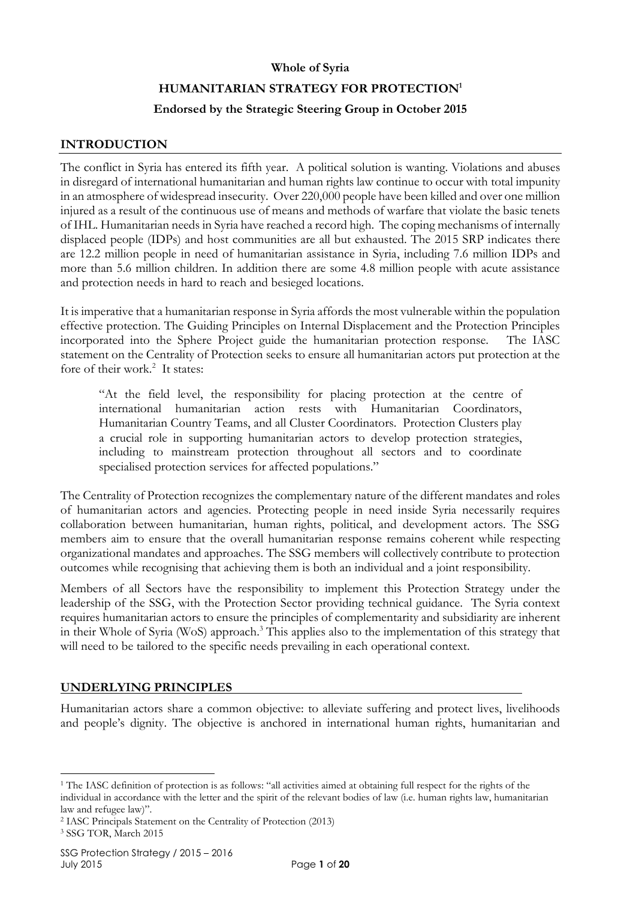**Whole of Syria**

# HUMANITARIAN STRATEGY FOR PROTECTION[1]

**Endorsed by the Strategic Steering Group in October 2015**

## INTRODUCTION

The conflict in Syria has entered its fifth year. A political solution is wanting. Violations and abuses in disregard of international humanitarian and human rights law continue to occur with total impunity in an atmosphere of widespread insecurity. Over 220,000 people have been killed and over one million injured as a result of the continuous use of means and methods of warfare that violate the basic tenets of IHL. Humanitarian needs in Syria have reached a record high. The coping mechanisms of internally displaced people (IDPs) and host communities are all but exhausted. The 2015 SRP indicates there are 12.2 million people in need of humanitarian assistance in Syria, including 7.6 million IDPs and more than 5.6 million children. In addition there are some 4.8 million people with acute assistance and protection needs in hard to reach and besieged locations.

It is imperative that a humanitarian response in Syria affords the most vulnerable within the population effective protection. The Guiding Principles on Internal Displacement and the Protection Principles incorporated into the Sphere Project guide the humanitarian protection response. The IASC statement on the Centrality of Protection seeks to ensure all humanitarian actors put protection at the fore of their work.[2] It states:

> "At the field level, the responsibility for placing protection at the centre of international humanitarian action rests with Humanitarian Coordinators, Humanitarian Country Teams, and all Cluster Coordinators. Protection Clusters play a crucial role in supporting humanitarian actors to develop protection strategies, including to mainstream protection throughout all sectors and to coordinate specialised protection services for affected populations."

The Centrality of Protection recognizes the complementary nature of the different mandates and roles of humanitarian actors and agencies. Protecting people in need inside Syria necessarily requires collaboration between humanitarian, human rights, political, and development actors. The SSG members aim to ensure that the overall humanitarian response remains coherent while respecting organizational mandates and approaches. The SSG members will collectively contribute to protection outcomes while recognising that achieving them is both an individual and a joint responsibility.

Members of all Sectors have the responsibility to implement this Protection Strategy under the leadership of the SSG, with the Protection Sector providing technical guidance. The Syria context requires humanitarian actors to ensure the principles of complementarity and subsidiarity are inherent in their Whole of Syria (WoS) approach.[3] This applies also to the implementation of this strategy that will need to be tailored to the specific needs prevailing in each operational context.

## UNDERLYING PRINCIPLES

Humanitarian actors share a common objective: to alleviate suffering and protect lives, livelihoods and people's dignity. The objective is anchored in international human rights, humanitarian and

---

[1] The IASC definition of protection is as follows: "all activities aimed at obtaining full respect for the rights of the individual in accordance with the letter and the spirit of the relevant bodies of law (i.e. human rights law, humanitarian law and refugee law)".

[2] IASC Principals Statement on the Centrality of Protection (2013)

[3] SSG TOR, March 2015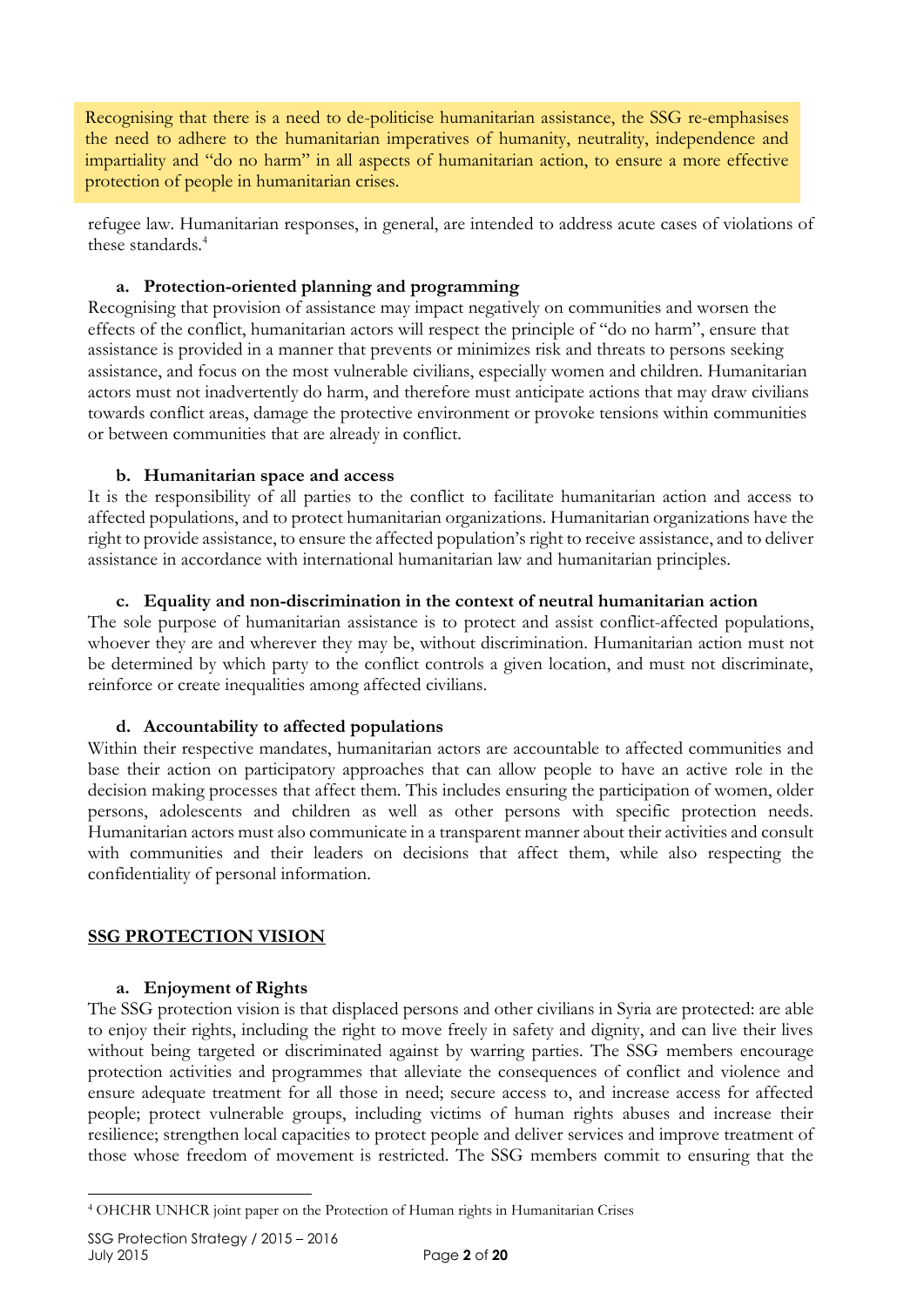Recognising that there is a need to de-politicise humanitarian assistance, the SSG re-emphasises the need to adhere to the humanitarian imperatives of humanity, neutrality, independence and impartiality and "do no harm" in all aspects of humanitarian action, to ensure a more effective protection of people in humanitarian crises.

refugee law. Humanitarian responses, in general, are intended to address acute cases of violations of these standards.[4]

**a. Protection-oriented planning and programming**

Recognising that provision of assistance may impact negatively on communities and worsen the effects of the conflict, humanitarian actors will respect the principle of "do no harm", ensure that assistance is provided in a manner that prevents or minimizes risk and threats to persons seeking assistance, and focus on the most vulnerable civilians, especially women and children. Humanitarian actors must not inadvertently do harm, and therefore must anticipate actions that may draw civilians towards conflict areas, damage the protective environment or provoke tensions within communities or between communities that are already in conflict.

**b. Humanitarian space and access**

It is the responsibility of all parties to the conflict to facilitate humanitarian action and access to affected populations, and to protect humanitarian organizations. Humanitarian organizations have the right to provide assistance, to ensure the affected population's right to receive assistance, and to deliver assistance in accordance with international humanitarian law and humanitarian principles.

**c. Equality and non-discrimination in the context of neutral humanitarian action**

The sole purpose of humanitarian assistance is to protect and assist conflict-affected populations, whoever they are and wherever they may be, without discrimination. Humanitarian action must not be determined by which party to the conflict controls a given location, and must not discriminate, reinforce or create inequalities among affected civilians.

**d. Accountability to affected populations**

Within their respective mandates, humanitarian actors are accountable to affected communities and base their action on participatory approaches that can allow people to have an active role in the decision making processes that affect them. This includes ensuring the participation of women, older persons, adolescents and children as well as other persons with specific protection needs. Humanitarian actors must also communicate in a transparent manner about their activities and consult with communities and their leaders on decisions that affect them, while also respecting the confidentiality of personal information.

## SSG PROTECTION VISION

**a. Enjoyment of Rights**

The SSG protection vision is that displaced persons and other civilians in Syria are protected: are able to enjoy their rights, including the right to move freely in safety and dignity, and can live their lives without being targeted or discriminated against by warring parties. The SSG members encourage protection activities and programmes that alleviate the consequences of conflict and violence and ensure adequate treatment for all those in need; secure access to, and increase access for affected people; protect vulnerable groups, including victims of human rights abuses and increase their resilience; strengthen local capacities to protect people and deliver services and improve treatment of those whose freedom of movement is restricted. The SSG members commit to ensuring that the

[4] OHCHR UNHCR joint paper on the Protection of Human rights in Humanitarian Crises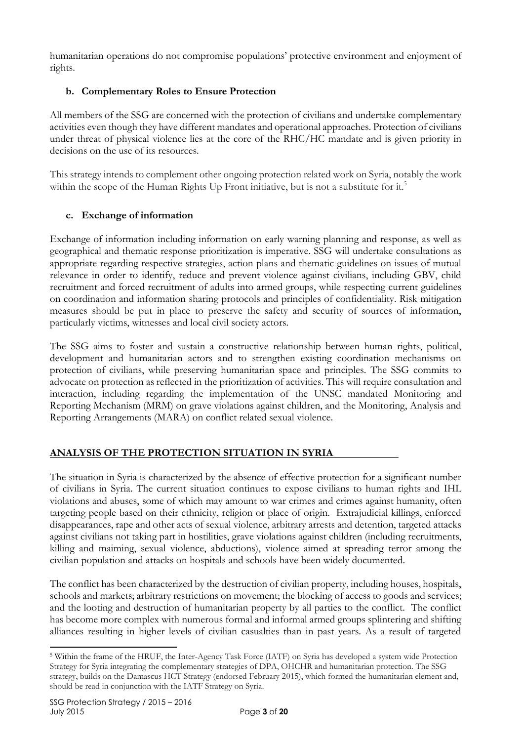humanitarian operations do not compromise populations' protective environment and enjoyment of rights.

### b. Complementary Roles to Ensure Protection

All members of the SSG are concerned with the protection of civilians and undertake complementary activities even though they have different mandates and operational approaches. Protection of civilians under threat of physical violence lies at the core of the RHC/HC mandate and is given priority in decisions on the use of its resources.

This strategy intends to complement other ongoing protection related work on Syria, notably the work within the scope of the Human Rights Up Front initiative, but is not a substitute for it.[5]

### c. Exchange of information

Exchange of information including information on early warning planning and response, as well as geographical and thematic response prioritization is imperative. SSG will undertake consultations as appropriate regarding respective strategies, action plans and thematic guidelines on issues of mutual relevance in order to identify, reduce and prevent violence against civilians, including GBV, child recruitment and forced recruitment of adults into armed groups, while respecting current guidelines on coordination and information sharing protocols and principles of confidentiality. Risk mitigation measures should be put in place to preserve the safety and security of sources of information, particularly victims, witnesses and local civil society actors.

The SSG aims to foster and sustain a constructive relationship between human rights, political, development and humanitarian actors and to strengthen existing coordination mechanisms on protection of civilians, while preserving humanitarian space and principles. The SSG commits to advocate on protection as reflected in the prioritization of activities. This will require consultation and interaction, including regarding the implementation of the UNSC mandated Monitoring and Reporting Mechanism (MRM) on grave violations against children, and the Monitoring, Analysis and Reporting Arrangements (MARA) on conflict related sexual violence.

## ANALYSIS OF THE PROTECTION SITUATION IN SYRIA

The situation in Syria is characterized by the absence of effective protection for a significant number of civilians in Syria. The current situation continues to expose civilians to human rights and IHL violations and abuses, some of which may amount to war crimes and crimes against humanity, often targeting people based on their ethnicity, religion or place of origin. Extrajudicial killings, enforced disappearances, rape and other acts of sexual violence, arbitrary arrests and detention, targeted attacks against civilians not taking part in hostilities, grave violations against children (including recruitments, killing and maiming, sexual violence, abductions), violence aimed at spreading terror among the civilian population and attacks on hospitals and schools have been widely documented.

The conflict has been characterized by the destruction of civilian property, including houses, hospitals, schools and markets; arbitrary restrictions on movement; the blocking of access to goods and services; and the looting and destruction of humanitarian property by all parties to the conflict. The conflict has become more complex with numerous formal and informal armed groups splintering and shifting alliances resulting in higher levels of civilian casualties than in past years. As a result of targeted

[5] Within the frame of the HRUF, the Inter-Agency Task Force (IATF) on Syria has developed a system wide Protection Strategy for Syria integrating the complementary strategies of DPA, OHCHR and humanitarian protection. The SSG strategy, builds on the Damascus HCT Strategy (endorsed February 2015), which formed the humanitarian element and, should be read in conjunction with the IATF Strategy on Syria.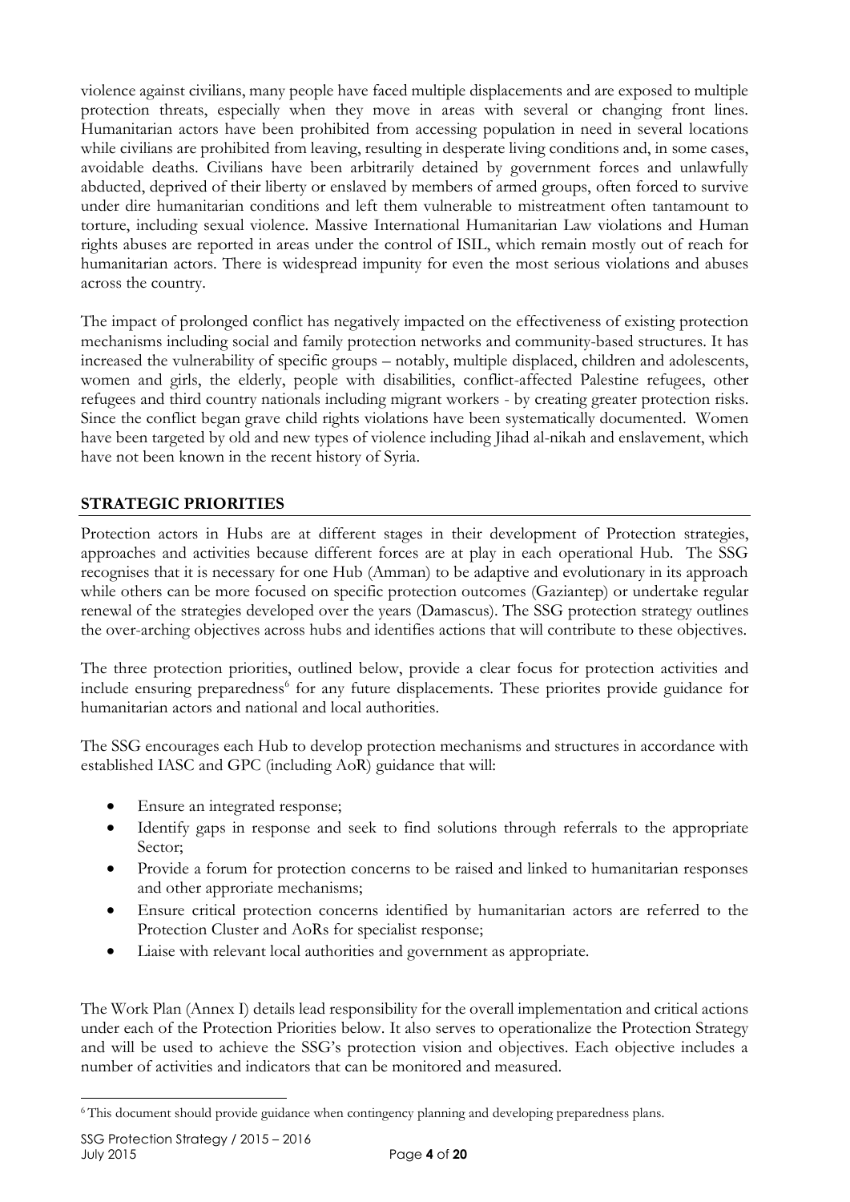violence against civilians, many people have faced multiple displacements and are exposed to multiple protection threats, especially when they move in areas with several or changing front lines. Humanitarian actors have been prohibited from accessing population in need in several locations while civilians are prohibited from leaving, resulting in desperate living conditions and, in some cases, avoidable deaths. Civilians have been arbitrarily detained by government forces and unlawfully abducted, deprived of their liberty or enslaved by members of armed groups, often forced to survive under dire humanitarian conditions and left them vulnerable to mistreatment often tantamount to torture, including sexual violence. Massive International Humanitarian Law violations and Human rights abuses are reported in areas under the control of ISIL, which remain mostly out of reach for humanitarian actors. There is widespread impunity for even the most serious violations and abuses across the country.

The impact of prolonged conflict has negatively impacted on the effectiveness of existing protection mechanisms including social and family protection networks and community-based structures. It has increased the vulnerability of specific groups – notably, multiple displaced, children and adolescents, women and girls, the elderly, people with disabilities, conflict-affected Palestine refugees, other refugees and third country nationals including migrant workers - by creating greater protection risks. Since the conflict began grave child rights violations have been systematically documented. Women have been targeted by old and new types of violence including Jihad al-nikah and enslavement, which have not been known in the recent history of Syria.

## STRATEGIC PRIORITIES

Protection actors in Hubs are at different stages in their development of Protection strategies, approaches and activities because different forces are at play in each operational Hub. The SSG recognises that it is necessary for one Hub (Amman) to be adaptive and evolutionary in its approach while others can be more focused on specific protection outcomes (Gaziantep) or undertake regular renewal of the strategies developed over the years (Damascus). The SSG protection strategy outlines the over-arching objectives across hubs and identifies actions that will contribute to these objectives.

The three protection priorities, outlined below, provide a clear focus for protection activities and include ensuring preparedness[6] for any future displacements. These priorites provide guidance for humanitarian actors and national and local authorities.

The SSG encourages each Hub to develop protection mechanisms and structures in accordance with established IASC and GPC (including AoR) guidance that will:

- Ensure an integrated response;
- Identify gaps in response and seek to find solutions through referrals to the appropriate Sector;
- Provide a forum for protection concerns to be raised and linked to humanitarian responses and other approriate mechanisms;
- Ensure critical protection concerns identified by humanitarian actors are referred to the Protection Cluster and AoRs for specialist response;
- Liaise with relevant local authorities and government as appropriate.

The Work Plan (Annex I) details lead responsibility for the overall implementation and critical actions under each of the Protection Priorities below. It also serves to operationalize the Protection Strategy and will be used to achieve the SSG's protection vision and objectives. Each objective includes a number of activities and indicators that can be monitored and measured.

[6] This document should provide guidance when contingency planning and developing preparedness plans.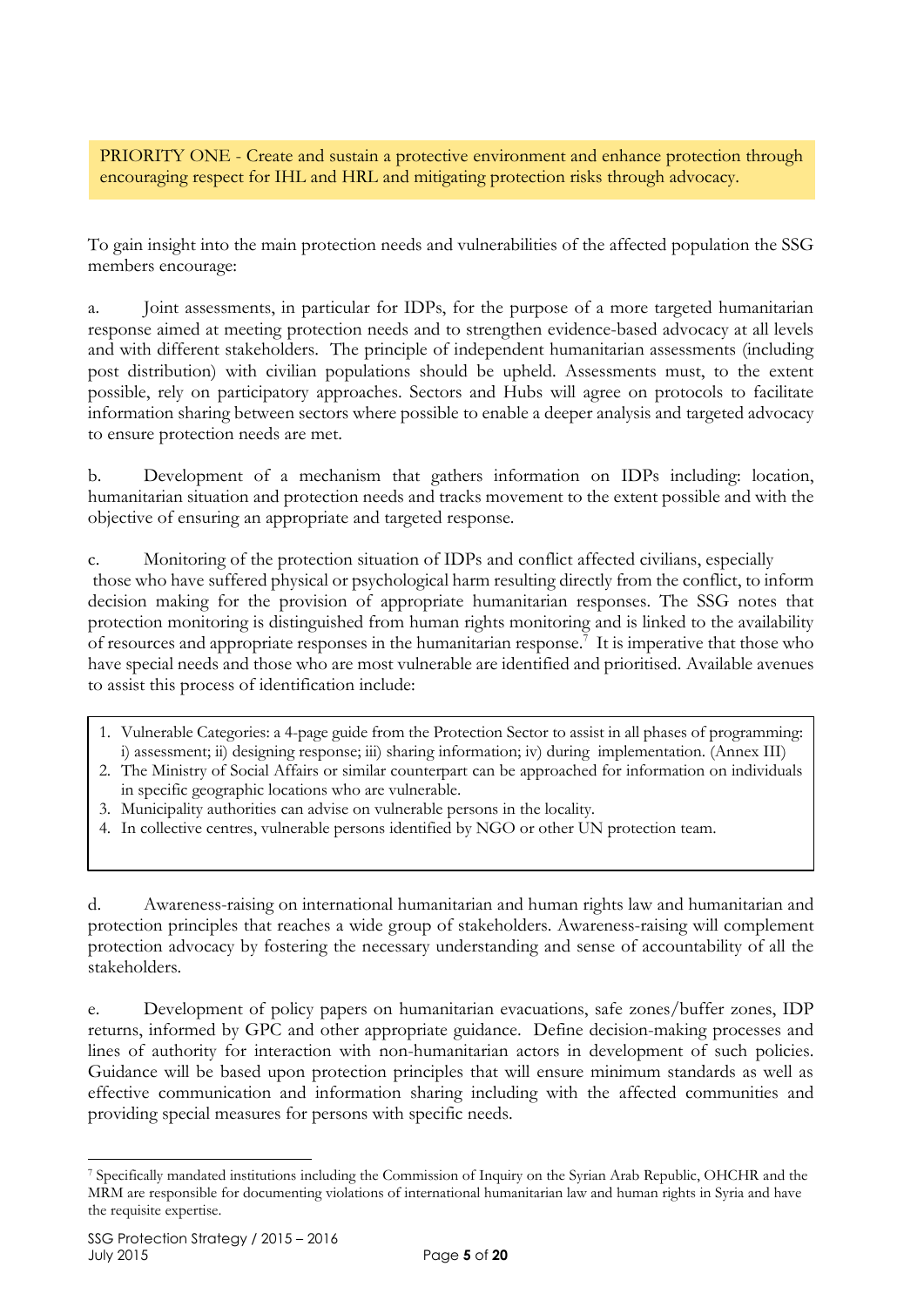PRIORITY ONE - Create and sustain a protective environment and enhance protection through encouraging respect for IHL and HRL and mitigating protection risks through advocacy.

To gain insight into the main protection needs and vulnerabilities of the affected population the SSG members encourage:

a. Joint assessments, in particular for IDPs, for the purpose of a more targeted humanitarian response aimed at meeting protection needs and to strengthen evidence-based advocacy at all levels and with different stakeholders. The principle of independent humanitarian assessments (including post distribution) with civilian populations should be upheld. Assessments must, to the extent possible, rely on participatory approaches. Sectors and Hubs will agree on protocols to facilitate information sharing between sectors where possible to enable a deeper analysis and targeted advocacy to ensure protection needs are met.

b. Development of a mechanism that gathers information on IDPs including: location, humanitarian situation and protection needs and tracks movement to the extent possible and with the objective of ensuring an appropriate and targeted response.

c. Monitoring of the protection situation of IDPs and conflict affected civilians, especially those who have suffered physical or psychological harm resulting directly from the conflict, to inform decision making for the provision of appropriate humanitarian responses. The SSG notes that protection monitoring is distinguished from human rights monitoring and is linked to the availability of resources and appropriate responses in the humanitarian response.[7] It is imperative that those who have special needs and those who are most vulnerable are identified and prioritised. Available avenues to assist this process of identification include:

1. Vulnerable Categories: a 4-page guide from the Protection Sector to assist in all phases of programming: i) assessment; ii) designing response; iii) sharing information; iv) during implementation. (Annex III)
2. The Ministry of Social Affairs or similar counterpart can be approached for information on individuals in specific geographic locations who are vulnerable.
3. Municipality authorities can advise on vulnerable persons in the locality.
4. In collective centres, vulnerable persons identified by NGO or other UN protection team.

d. Awareness-raising on international humanitarian and human rights law and humanitarian and protection principles that reaches a wide group of stakeholders. Awareness-raising will complement protection advocacy by fostering the necessary understanding and sense of accountability of all the stakeholders.

e. Development of policy papers on humanitarian evacuations, safe zones/buffer zones, IDP returns, informed by GPC and other appropriate guidance. Define decision-making processes and lines of authority for interaction with non-humanitarian actors in development of such policies. Guidance will be based upon protection principles that will ensure minimum standards as well as effective communication and information sharing including with the affected communities and providing special measures for persons with specific needs.

---

[7] Specifically mandated institutions including the Commission of Inquiry on the Syrian Arab Republic, OHCHR and the MRM are responsible for documenting violations of international humanitarian law and human rights in Syria and have the requisite expertise.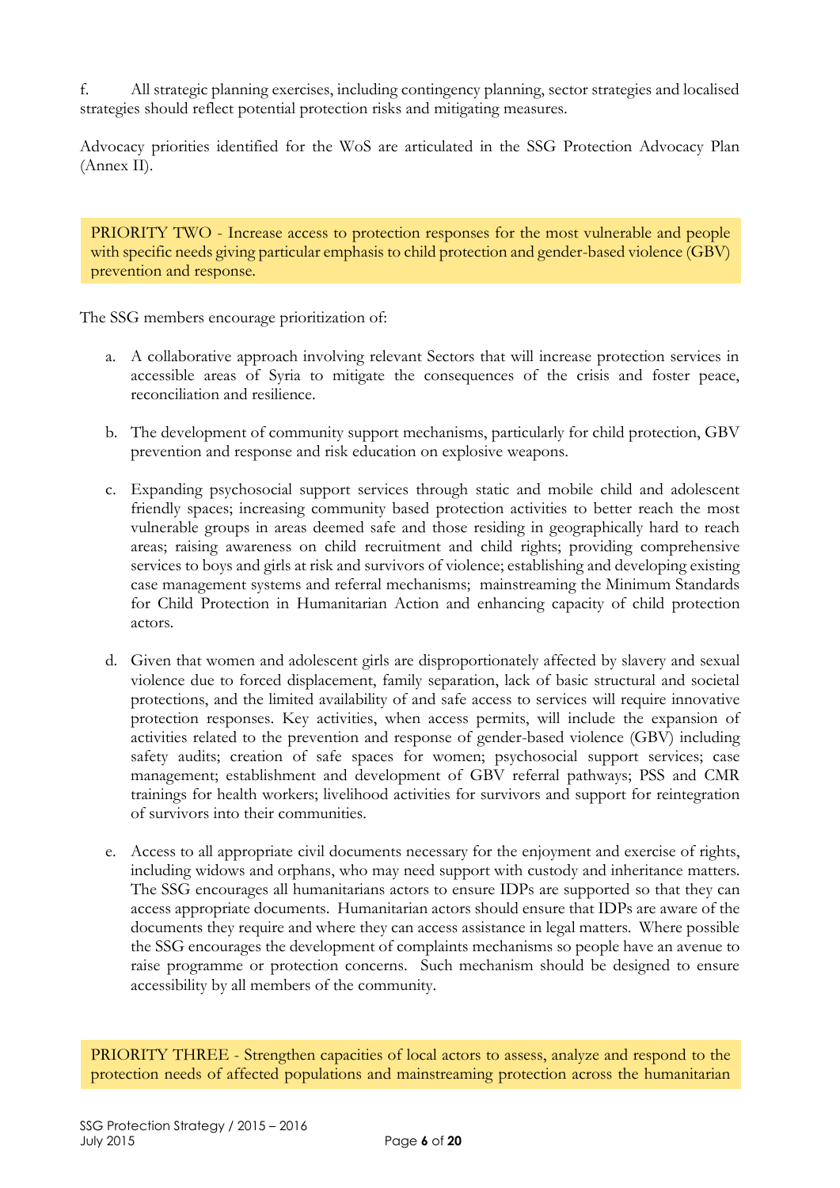f. All strategic planning exercises, including contingency planning, sector strategies and localised strategies should reflect potential protection risks and mitigating measures.

Advocacy priorities identified for the WoS are articulated in the SSG Protection Advocacy Plan (Annex II).

**PRIORITY TWO - Increase access to protection responses for the most vulnerable and people with specific needs giving particular emphasis to child protection and gender-based violence (GBV) prevention and response.**

The SSG members encourage prioritization of:

a. A collaborative approach involving relevant Sectors that will increase protection services in accessible areas of Syria to mitigate the consequences of the crisis and foster peace, reconciliation and resilience.

b. The development of community support mechanisms, particularly for child protection, GBV prevention and response and risk education on explosive weapons.

c. Expanding psychosocial support services through static and mobile child and adolescent friendly spaces; increasing community based protection activities to better reach the most vulnerable groups in areas deemed safe and those residing in geographically hard to reach areas; raising awareness on child recruitment and child rights; providing comprehensive services to boys and girls at risk and survivors of violence; establishing and developing existing case management systems and referral mechanisms; mainstreaming the Minimum Standards for Child Protection in Humanitarian Action and enhancing capacity of child protection actors.

d. Given that women and adolescent girls are disproportionately affected by slavery and sexual violence due to forced displacement, family separation, lack of basic structural and societal protections, and the limited availability of and safe access to services will require innovative protection responses. Key activities, when access permits, will include the expansion of activities related to the prevention and response of gender-based violence (GBV) including safety audits; creation of safe spaces for women; psychosocial support services; case management; establishment and development of GBV referral pathways; PSS and CMR trainings for health workers; livelihood activities for survivors and support for reintegration of survivors into their communities.

e. Access to all appropriate civil documents necessary for the enjoyment and exercise of rights, including widows and orphans, who may need support with custody and inheritance matters. The SSG encourages all humanitarians actors to ensure IDPs are supported so that they can access appropriate documents. Humanitarian actors should ensure that IDPs are aware of the documents they require and where they can access assistance in legal matters. Where possible the SSG encourages the development of complaints mechanisms so people have an avenue to raise programme or protection concerns. Such mechanism should be designed to ensure accessibility by all members of the community.

**PRIORITY THREE - Strengthen capacities of local actors to assess, analyze and respond to the protection needs of affected populations and mainstreaming protection across the humanitarian**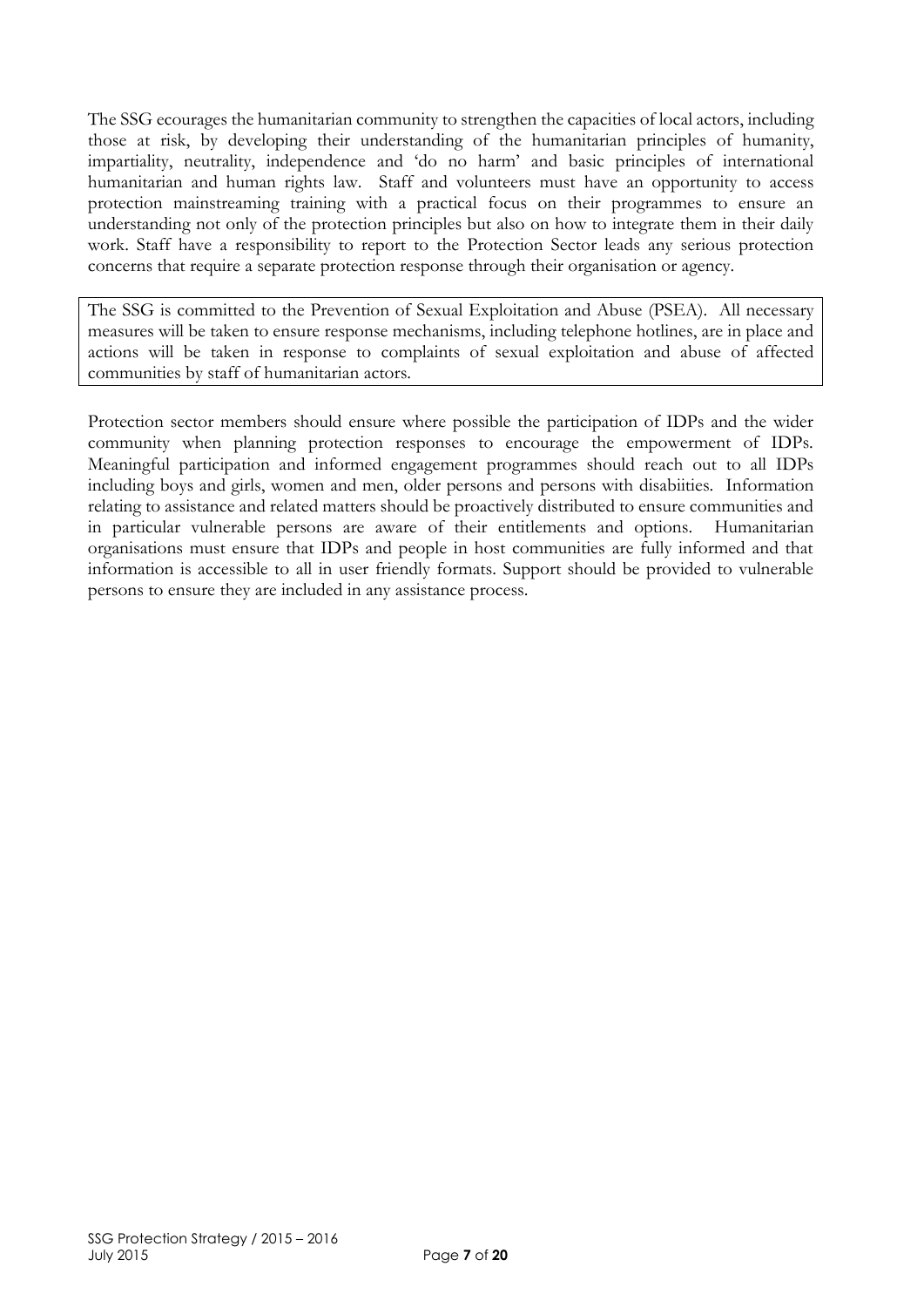The SSG ecourages the humanitarian community to strengthen the capacities of local actors, including those at risk, by developing their understanding of the humanitarian principles of humanity, impartiality, neutrality, independence and 'do no harm' and basic principles of international humanitarian and human rights law. Staff and volunteers must have an opportunity to access protection mainstreaming training with a practical focus on their programmes to ensure an understanding not only of the protection principles but also on how to integrate them in their daily work. Staff have a responsibility to report to the Protection Sector leads any serious protection concerns that require a separate protection response through their organisation or agency.

The SSG is committed to the Prevention of Sexual Exploitation and Abuse (PSEA). All necessary measures will be taken to ensure response mechanisms, including telephone hotlines, are in place and actions will be taken in response to complaints of sexual exploitation and abuse of affected communities by staff of humanitarian actors.

Protection sector members should ensure where possible the participation of IDPs and the wider community when planning protection responses to encourage the empowerment of IDPs. Meaningful participation and informed engagement programmes should reach out to all IDPs including boys and girls, women and men, older persons and persons with disabiities. Information relating to assistance and related matters should be proactively distributed to ensure communities and in particular vulnerable persons are aware of their entitlements and options. Humanitarian organisations must ensure that IDPs and people in host communities are fully informed and that information is accessible to all in user friendly formats. Support should be provided to vulnerable persons to ensure they are included in any assistance process.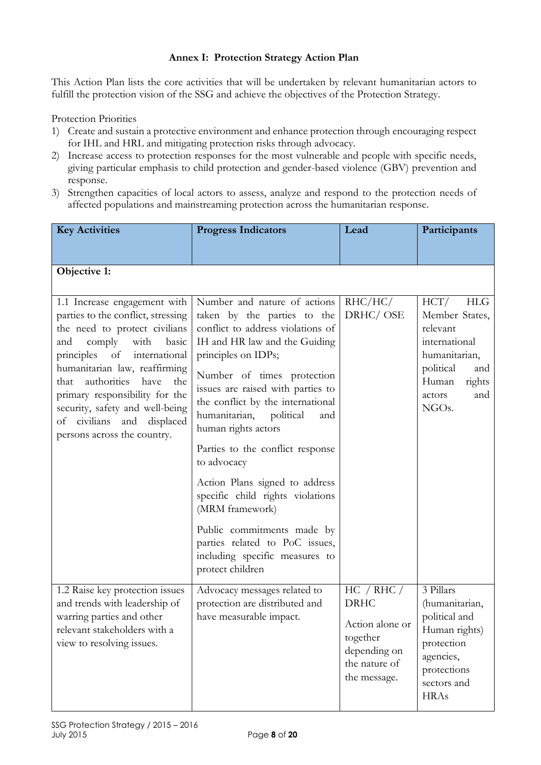**Annex I: Protection Strategy Action Plan**

This Action Plan lists the core activities that will be undertaken by relevant humanitarian actors to fulfill the protection vision of the SSG and achieve the objectives of the Protection Strategy.

Protection Priorities

1) Create and sustain a protective environment and enhance protection through encouraging respect for IHL and HRL and mitigating protection risks through advocacy.
2) Increase access to protection responses for the most vulnerable and people with specific needs, giving particular emphasis to child protection and gender-based violence (GBV) prevention and response.
3) Strengthen capacities of local actors to assess, analyze and respond to the protection needs of affected populations and mainstreaming protection across the humanitarian response.

| Key Activities | Progress Indicators | Lead | Participants |
|---|---|---|---|
| **Objective 1:** | | | |
| 1.1 Increase engagement with parties to the conflict, stressing the need to protect civilians and comply with basic principles of international humanitarian law, reaffirming that authorities have the primary responsibility for the security, safety and well-being of civilians and displaced persons across the country. | Number and nature of actions taken by the parties to the conflict to address violations of IH and HR law and the Guiding principles on IDPs;<br><br>Number of times protection issues are raised with parties to the conflict by the international humanitarian, political and human rights actors<br><br>Parties to the conflict response to advocacy<br><br>Action Plans signed to address specific child rights violations (MRM framework)<br><br>Public commitments made by parties related to PoC issues, including specific measures to protect children | RHC/HC/ DRHC/ OSE | HCT/ HLG Member States, relevant international humanitarian, political and Human rights actors and NGOs. |
| 1.2 Raise key protection issues and trends with leadership of warring parties and other relevant stakeholders with a view to resolving issues. | Advocacy messages related to protection are distributed and have measurable impact. | HC / RHC / DRHC<br><br>Action alone or together depending on the nature of the message. | 3 Pillars (humanitarian, political and Human rights) protection agencies, protections sectors and HRAs |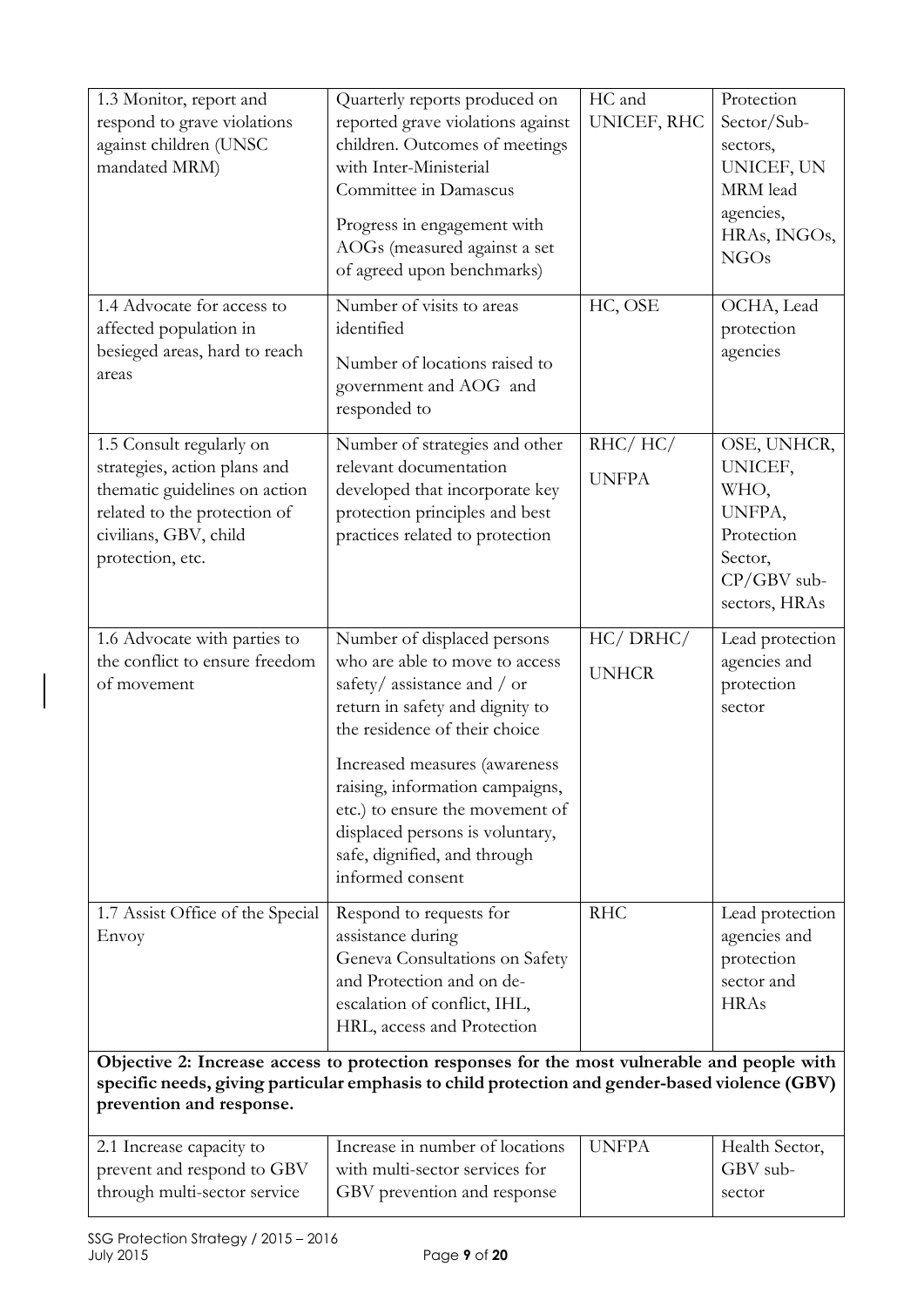| 1.3 Monitor, report and respond to grave violations against children (UNSC mandated MRM) | Quarterly reports produced on reported grave violations against children. Outcomes of meetings with Inter-Ministerial Committee in Damascus<br><br>Progress in engagement with AOGs (measured against a set of agreed upon benchmarks) | HC and UNICEF, RHC | Protection Sector/Sub-sectors, UNICEF, UN MRM lead agencies, HRAs, INGOs, NGOs |
|---|---|---|---|
| 1.4 Advocate for access to affected population in besieged areas, hard to reach areas | Number of visits to areas identified<br><br>Number of locations raised to government and AOG and responded to | HC, OSE | OCHA, Lead protection agencies |
| 1.5 Consult regularly on strategies, action plans and thematic guidelines on action related to the protection of civilians, GBV, child protection, etc. | Number of strategies and other relevant documentation developed that incorporate key protection principles and best practices related to protection | RHC/ HC/ UNFPA | OSE, UNHCR, UNICEF, WHO, UNFPA, Protection Sector, CP/GBV sub-sectors, HRAs |
| 1.6 Advocate with parties to the conflict to ensure freedom of movement | Number of displaced persons who are able to move to access safety/ assistance and / or return in safety and dignity to the residence of their choice<br><br>Increased measures (awareness raising, information campaigns, etc.) to ensure the movement of displaced persons is voluntary, safe, dignified, and through informed consent | HC/ DRHC/ UNHCR | Lead protection agencies and protection sector |
| 1.7 Assist Office of the Special Envoy | Respond to requests for assistance during Geneva Consultations on Safety and Protection and on de-escalation of conflict, IHL, HRL, access and Protection | RHC | Lead protection agencies and protection sector and HRAs |
| **Objective 2: Increase access to protection responses for the most vulnerable and people with specific needs, giving particular emphasis to child protection and gender-based violence (GBV) prevention and response.** | | | |
| 2.1 Increase capacity to prevent and respond to GBV through multi-sector service | Increase in number of locations with multi-sector services for GBV prevention and response | UNFPA | Health Sector, GBV sub-sector |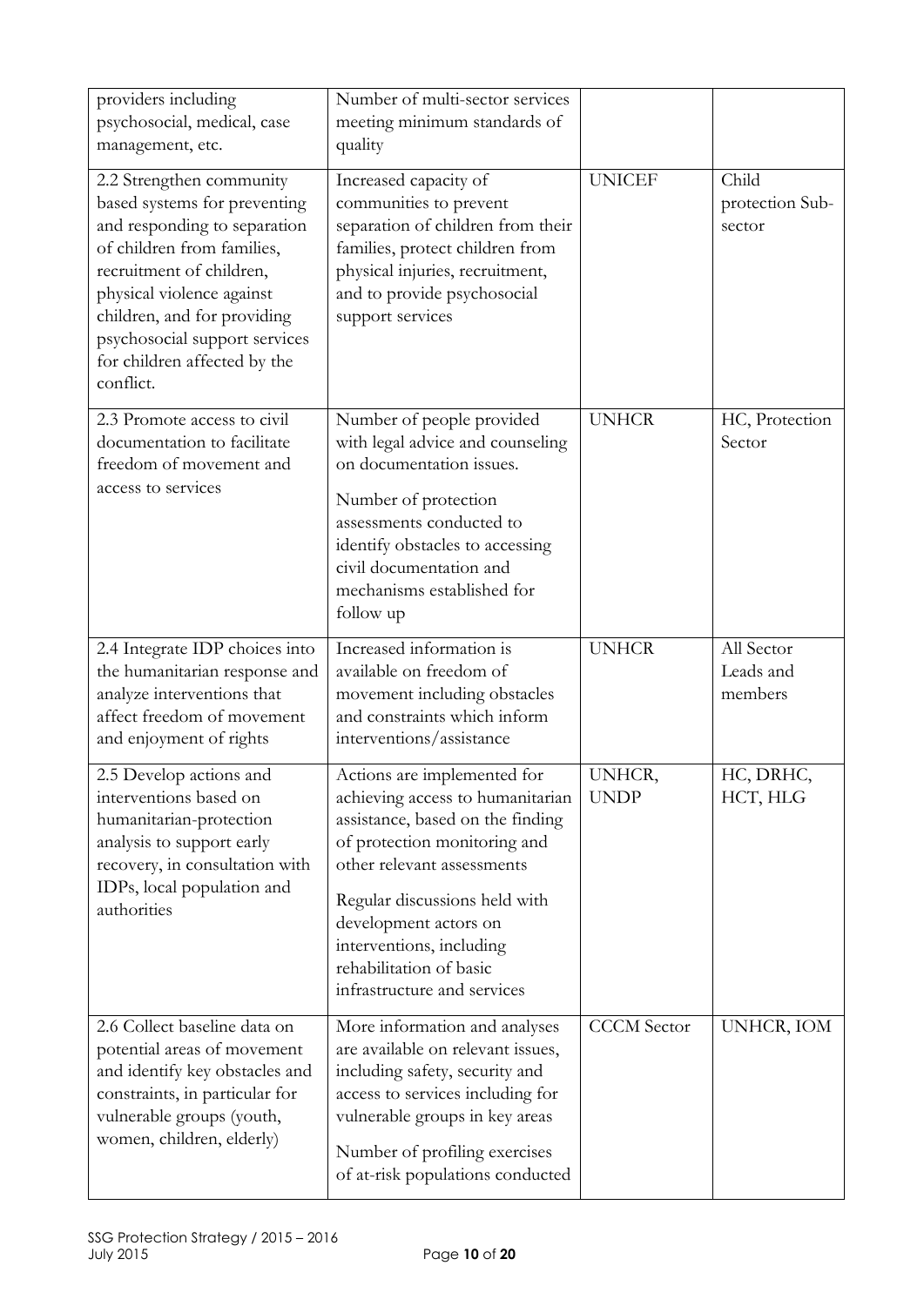| | | | |
|---|---|---|---|
| providers including psychosocial, medical, case management, etc. | Number of multi-sector services meeting minimum standards of quality | | |
| 2.2 Strengthen community based systems for preventing and responding to separation of children from families, recruitment of children, physical violence against children, and for providing psychosocial support services for children affected by the conflict. | Increased capacity of communities to prevent separation of children from their families, protect children from physical injuries, recruitment, and to provide psychosocial support services | UNICEF | Child protection Sub-sector |
| 2.3 Promote access to civil documentation to facilitate freedom of movement and access to services | Number of people provided with legal advice and counseling on documentation issues.<br><br>Number of protection assessments conducted to identify obstacles to accessing civil documentation and mechanisms established for follow up | UNHCR | HC, Protection Sector |
| 2.4 Integrate IDP choices into the humanitarian response and analyze interventions that affect freedom of movement and enjoyment of rights | Increased information is available on freedom of movement including obstacles and constraints which inform interventions/assistance | UNHCR | All Sector Leads and members |
| 2.5 Develop actions and interventions based on humanitarian-protection analysis to support early recovery, in consultation with IDPs, local population and authorities | Actions are implemented for achieving access to humanitarian assistance, based on the finding of protection monitoring and other relevant assessments<br><br>Regular discussions held with development actors on interventions, including rehabilitation of basic infrastructure and services | UNHCR, UNDP | HC, DRHC, HCT, HLG |
| 2.6 Collect baseline data on potential areas of movement and identify key obstacles and constraints, in particular for vulnerable groups (youth, women, children, elderly) | More information and analyses are available on relevant issues, including safety, security and access to services including for vulnerable groups in key areas<br><br>Number of profiling exercises of at-risk populations conducted | CCCM Sector | UNHCR, IOM |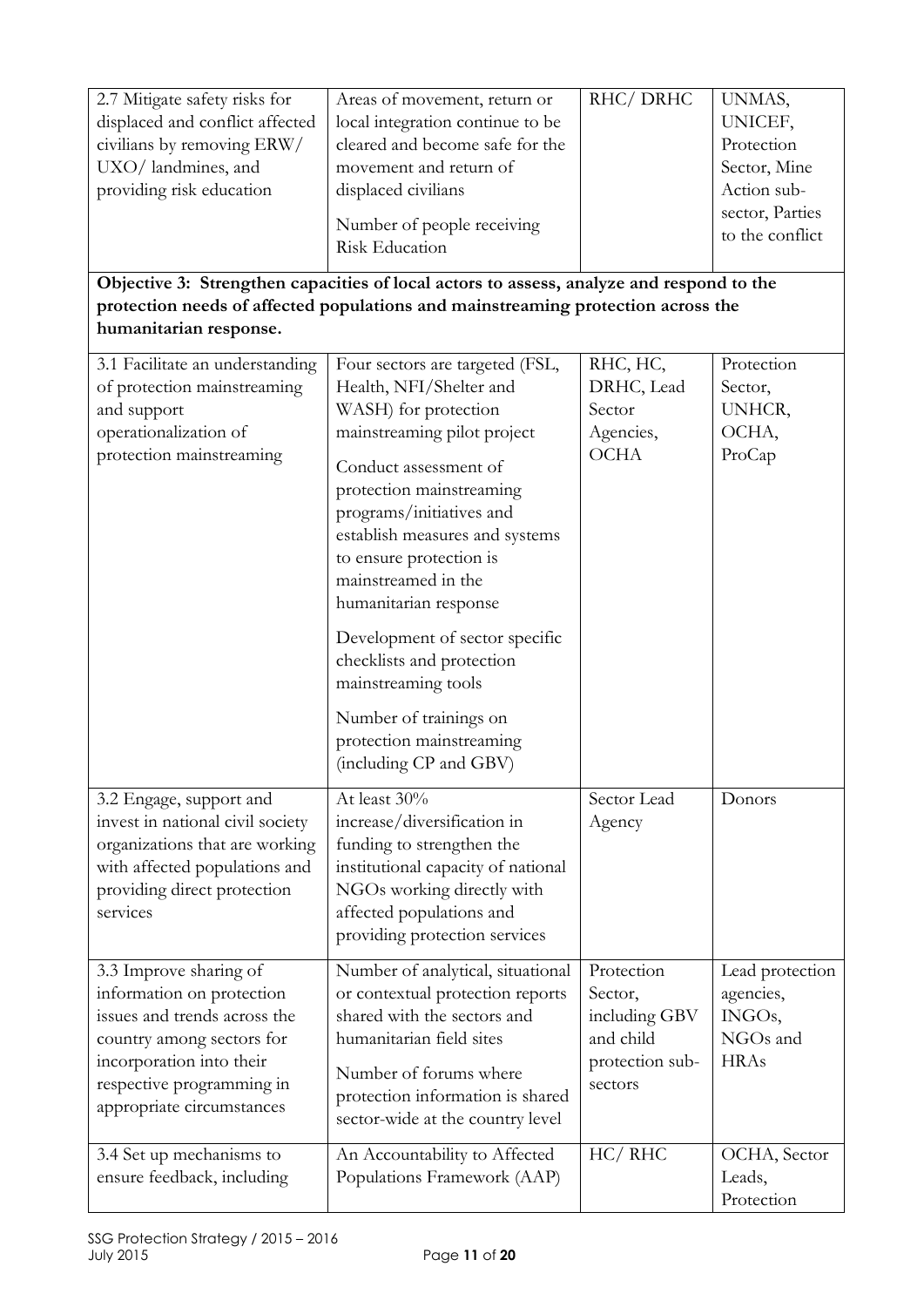| | | | |
|---|---|---|---|
| 2.7 Mitigate safety risks for displaced and conflict affected civilians by removing ERW/ UXO/ landmines, and providing risk education | Areas of movement, return or local integration continue to be cleared and become safe for the movement and return of displaced civilians<br><br>Number of people receiving Risk Education | RHC/ DRHC | UNMAS, UNICEF, Protection Sector, Mine Action sub-sector, Parties to the conflict |
| **Objective 3: Strengthen capacities of local actors to assess, analyze and respond to the protection needs of affected populations and mainstreaming protection across the humanitarian response.** | | | |
| 3.1 Facilitate an understanding of protection mainstreaming and support operationalization of protection mainstreaming | Four sectors are targeted (FSL, Health, NFI/Shelter and WASH) for protection mainstreaming pilot project<br><br>Conduct assessment of protection mainstreaming programs/initiatives and establish measures and systems to ensure protection is mainstreamed in the humanitarian response<br><br>Development of sector specific checklists and protection mainstreaming tools<br><br>Number of trainings on protection mainstreaming (including CP and GBV) | RHC, HC, DRHC, Lead Sector Agencies, OCHA | Protection Sector, UNHCR, OCHA, ProCap |
| 3.2 Engage, support and invest in national civil society organizations that are working with affected populations and providing direct protection services | At least 30% increase/diversification in funding to strengthen the institutional capacity of national NGOs working directly with affected populations and providing protection services | Sector Lead Agency | Donors |
| 3.3 Improve sharing of information on protection issues and trends across the country among sectors for incorporation into their respective programming in appropriate circumstances | Number of analytical, situational or contextual protection reports shared with the sectors and humanitarian field sites<br><br>Number of forums where protection information is shared sector-wide at the country level | Protection Sector, including GBV and child protection sub-sectors | Lead protection agencies, INGOs, NGOs and HRAs |
| 3.4 Set up mechanisms to ensure feedback, including | An Accountability to Affected Populations Framework (AAP) | HC/ RHC | OCHA, Sector Leads, Protection |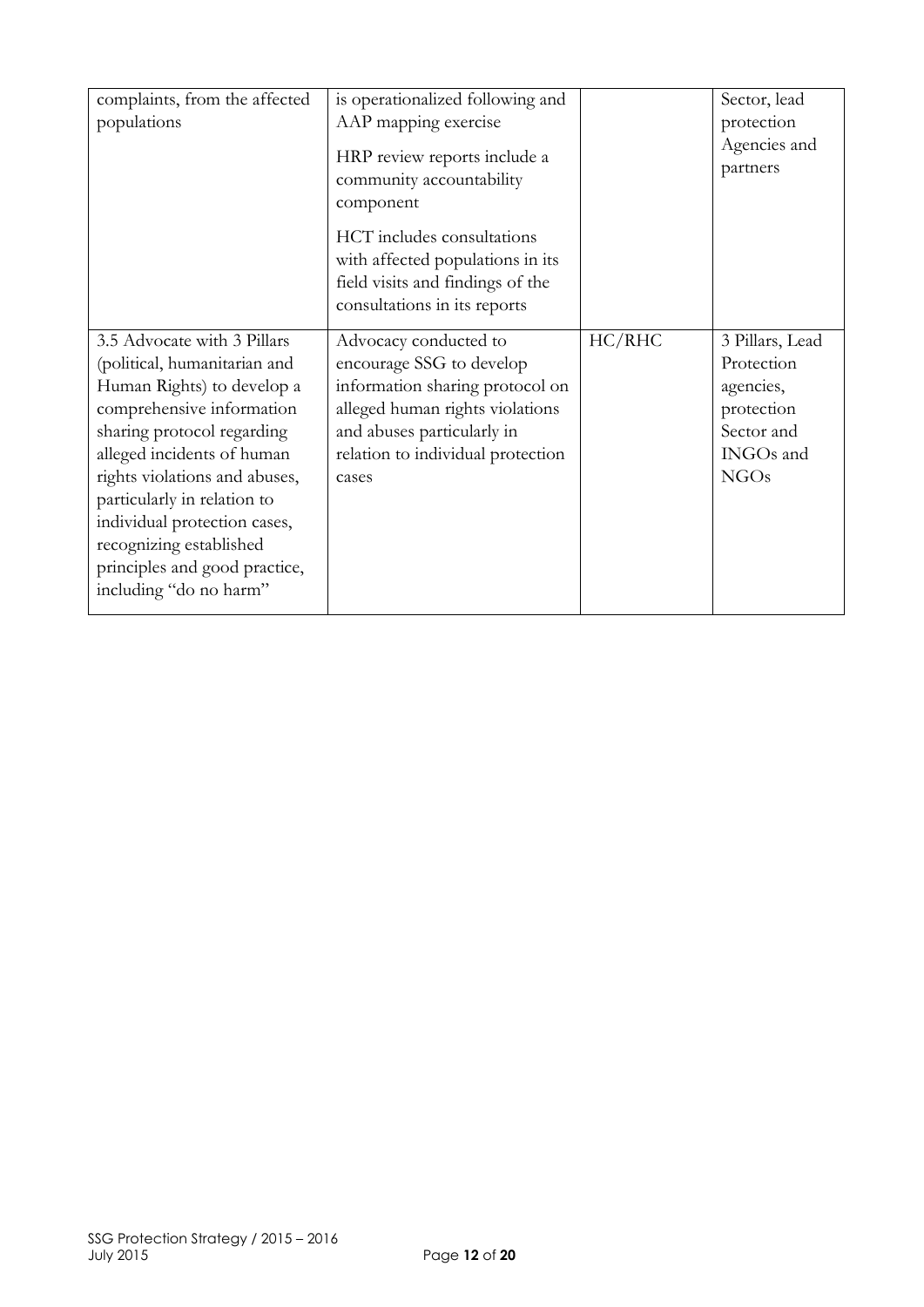| | | | |
|---|---|---|---|
| complaints, from the affected populations | is operationalized following and AAP mapping exercise<br><br>HRP review reports include a community accountability component<br><br>HCT includes consultations with affected populations in its field visits and findings of the consultations in its reports | | Sector, lead protection Agencies and partners |
| 3.5 Advocate with 3 Pillars (political, humanitarian and Human Rights) to develop a comprehensive information sharing protocol regarding alleged incidents of human rights violations and abuses, particularly in relation to individual protection cases, recognizing established principles and good practice, including "do no harm" | Advocacy conducted to encourage SSG to develop information sharing protocol on alleged human rights violations and abuses particularly in relation to individual protection cases | HC/RHC | 3 Pillars, Lead Protection agencies, protection Sector and INGOs and NGOs |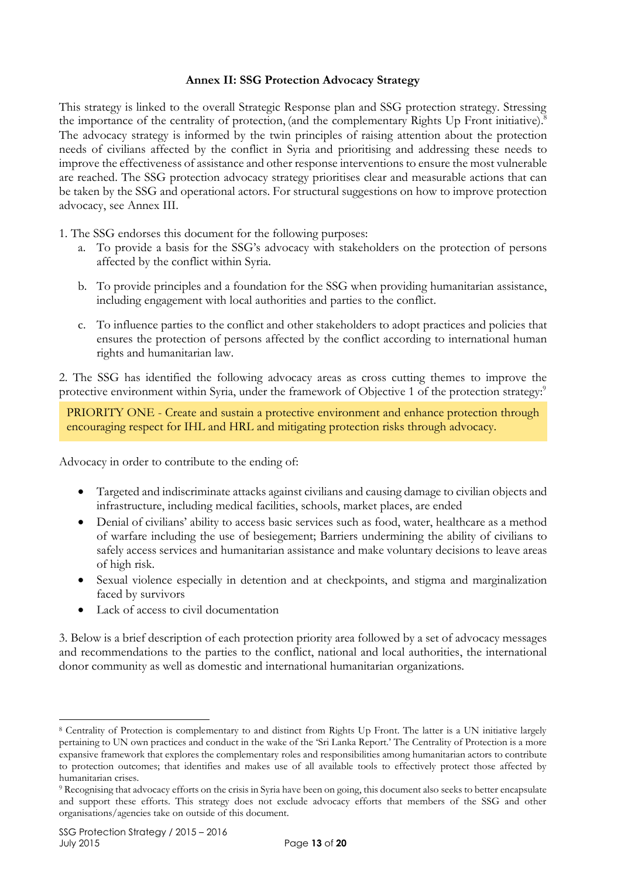**Annex II: SSG Protection Advocacy Strategy**

This strategy is linked to the overall Strategic Response plan and SSG protection strategy. Stressing the importance of the centrality of protection, (and the complementary Rights Up Front initiative).[8] The advocacy strategy is informed by the twin principles of raising attention about the protection needs of civilians affected by the conflict in Syria and prioritising and addressing these needs to improve the effectiveness of assistance and other response interventions to ensure the most vulnerable are reached. The SSG protection advocacy strategy prioritises clear and measurable actions that can be taken by the SSG and operational actors. For structural suggestions on how to improve protection advocacy, see Annex III.

1. The SSG endorses this document for the following purposes:
   a. To provide a basis for the SSG's advocacy with stakeholders on the protection of persons affected by the conflict within Syria.
   b. To provide principles and a foundation for the SSG when providing humanitarian assistance, including engagement with local authorities and parties to the conflict.
   c. To influence parties to the conflict and other stakeholders to adopt practices and policies that ensures the protection of persons affected by the conflict according to international human rights and humanitarian law.

2. The SSG has identified the following advocacy areas as cross cutting themes to improve the protective environment within Syria, under the framework of Objective 1 of the protection strategy:[9]

PRIORITY ONE - Create and sustain a protective environment and enhance protection through encouraging respect for IHL and HRL and mitigating protection risks through advocacy.

Advocacy in order to contribute to the ending of:

- Targeted and indiscriminate attacks against civilians and causing damage to civilian objects and infrastructure, including medical facilities, schools, market places, are ended
- Denial of civilians' ability to access basic services such as food, water, healthcare as a method of warfare including the use of besiegement; Barriers undermining the ability of civilians to safely access services and humanitarian assistance and make voluntary decisions to leave areas of high risk.
- Sexual violence especially in detention and at checkpoints, and stigma and marginalization faced by survivors
- Lack of access to civil documentation

3. Below is a brief description of each protection priority area followed by a set of advocacy messages and recommendations to the parties to the conflict, national and local authorities, the international donor community as well as domestic and international humanitarian organizations.

---

[8] Centrality of Protection is complementary to and distinct from Rights Up Front. The latter is a UN initiative largely pertaining to UN own practices and conduct in the wake of the 'Sri Lanka Report.' The Centrality of Protection is a more expansive framework that explores the complementary roles and responsibilities among humanitarian actors to contribute to protection outcomes; that identifies and makes use of all available tools to effectively protect those affected by humanitarian crises.

[9] Recognising that advocacy efforts on the crisis in Syria have been on going, this document also seeks to better encapsulate and support these efforts. This strategy does not exclude advocacy efforts that members of the SSG and other organisations/agencies take on outside of this document.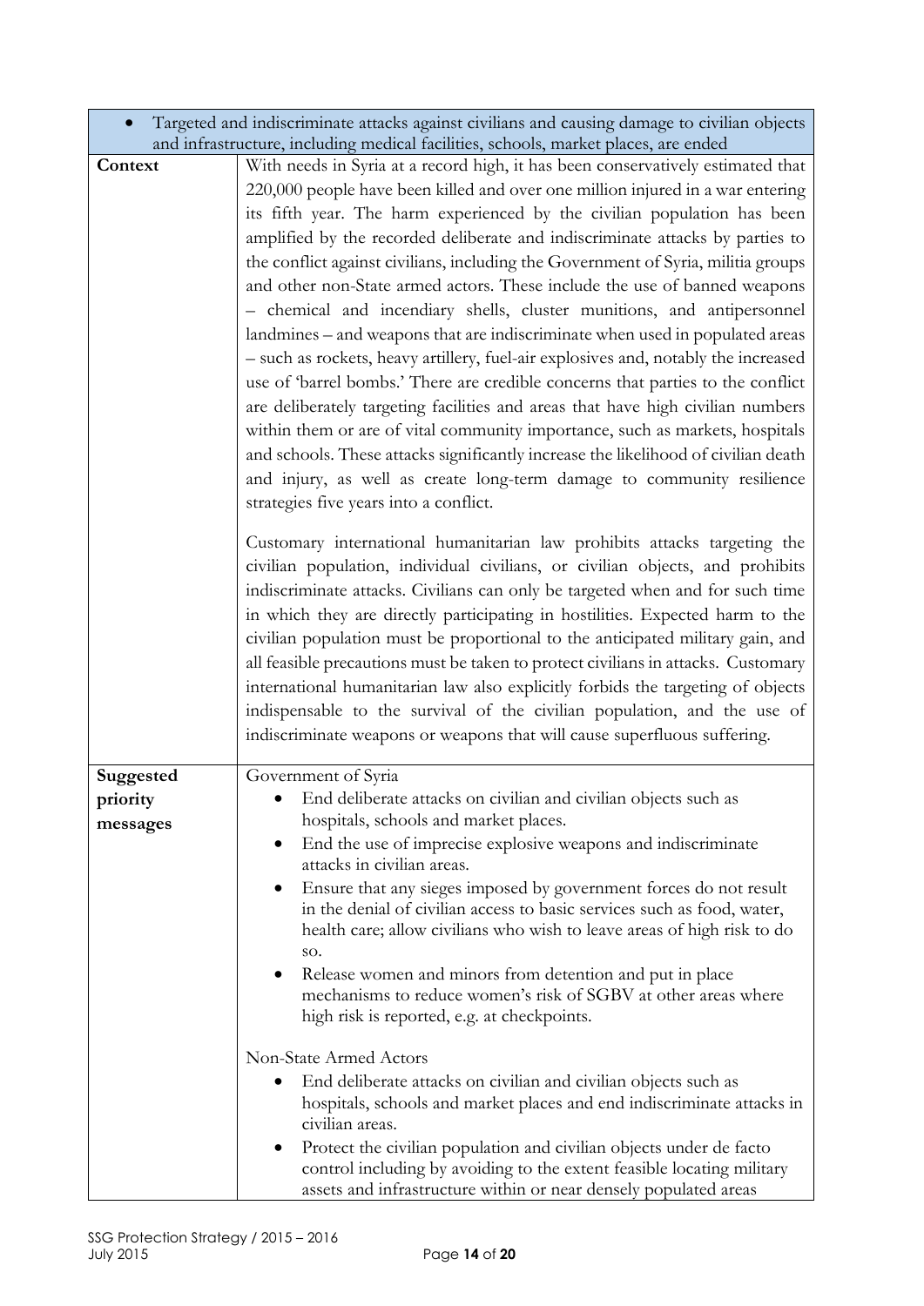| • Targeted and indiscriminate attacks against civilians and causing damage to civilian objects and infrastructure, including medical facilities, schools, market places, are ended | |
|---|---|
| **Context** | With needs in Syria at a record high, it has been conservatively estimated that 220,000 people have been killed and over one million injured in a war entering its fifth year. The harm experienced by the civilian population has been amplified by the recorded deliberate and indiscriminate attacks by parties to the conflict against civilians, including the Government of Syria, militia groups and other non-State armed actors. These include the use of banned weapons – chemical and incendiary shells, cluster munitions, and antipersonnel landmines – and weapons that are indiscriminate when used in populated areas – such as rockets, heavy artillery, fuel-air explosives and, notably the increased use of 'barrel bombs.' There are credible concerns that parties to the conflict are deliberately targeting facilities and areas that have high civilian numbers within them or are of vital community importance, such as markets, hospitals and schools. These attacks significantly increase the likelihood of civilian death and injury, as well as create long-term damage to community resilience strategies five years into a conflict.<br><br>Customary international humanitarian law prohibits attacks targeting the civilian population, individual civilians, or civilian objects, and prohibits indiscriminate attacks. Civilians can only be targeted when and for such time in which they are directly participating in hostilities. Expected harm to the civilian population must be proportional to the anticipated military gain, and all feasible precautions must be taken to protect civilians in attacks. Customary international humanitarian law also explicitly forbids the targeting of objects indispensable to the survival of the civilian population, and the use of indiscriminate weapons or weapons that will cause superfluous suffering. |
| **Suggested priority messages** | Government of Syria<br>• End deliberate attacks on civilian and civilian objects such as hospitals, schools and market places.<br>• End the use of imprecise explosive weapons and indiscriminate attacks in civilian areas.<br>• Ensure that any sieges imposed by government forces do not result in the denial of civilian access to basic services such as food, water, health care; allow civilians who wish to leave areas of high risk to do so.<br>• Release women and minors from detention and put in place mechanisms to reduce women's risk of SGBV at other areas where high risk is reported, e.g. at checkpoints.<br><br>Non-State Armed Actors<br>• End deliberate attacks on civilian and civilian objects such as hospitals, schools and market places and end indiscriminate attacks in civilian areas.<br>• Protect the civilian population and civilian objects under de facto control including by avoiding to the extent feasible locating military assets and infrastructure within or near densely populated areas |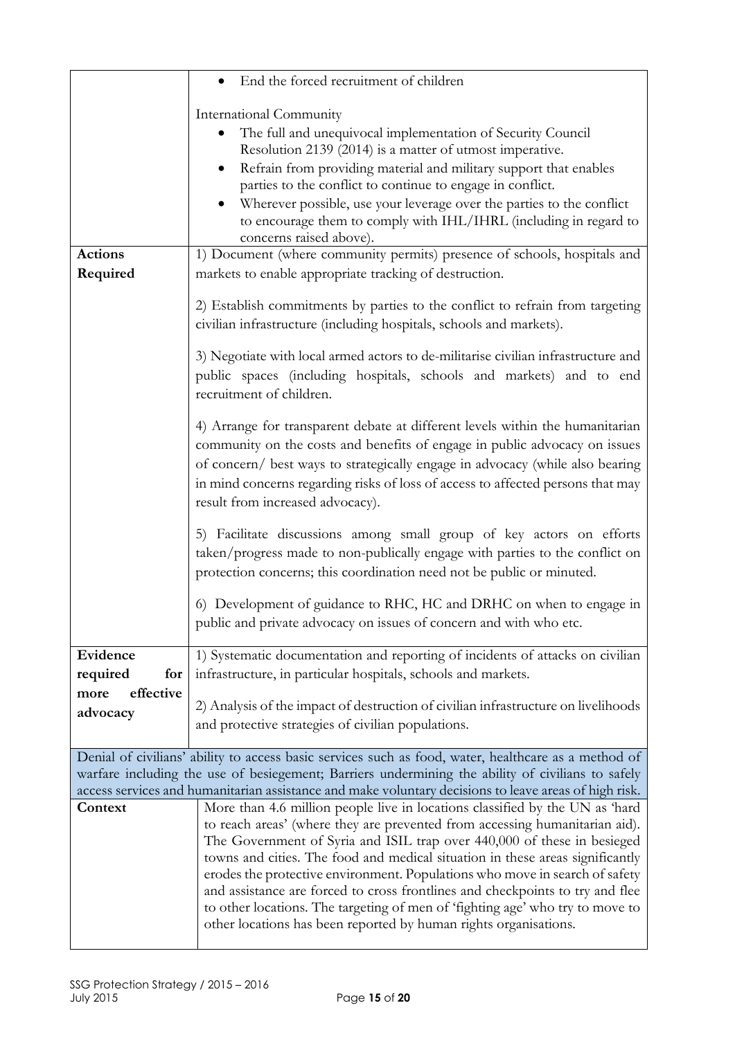| | |
|---|---|
| | • End the forced recruitment of children<br><br>International Community<br>• The full and unequivocal implementation of Security Council Resolution 2139 (2014) is a matter of utmost imperative.<br>• Refrain from providing material and military support that enables parties to the conflict to continue to engage in conflict.<br>• Wherever possible, use your leverage over the parties to the conflict to encourage them to comply with IHL/IHRL (including in regard to concerns raised above). |
| **Actions Required** | 1) Document (where community permits) presence of schools, hospitals and markets to enable appropriate tracking of destruction.<br><br>2) Establish commitments by parties to the conflict to refrain from targeting civilian infrastructure (including hospitals, schools and markets).<br><br>3) Negotiate with local armed actors to de-militarise civilian infrastructure and public spaces (including hospitals, schools and markets) and to end recruitment of children.<br><br>4) Arrange for transparent debate at different levels within the humanitarian community on the costs and benefits of engage in public advocacy on issues of concern/ best ways to strategically engage in advocacy (while also bearing in mind concerns regarding risks of loss of access to affected persons that may result from increased advocacy).<br><br>5) Facilitate discussions among small group of key actors on efforts taken/progress made to non-publically engage with parties to the conflict on protection concerns; this coordination need not be public or minuted.<br><br>6) Development of guidance to RHC, HC and DRHC on when to engage in public and private advocacy on issues of concern and with who etc. |
| **Evidence required for more effective advocacy** | 1) Systematic documentation and reporting of incidents of attacks on civilian infrastructure, in particular hospitals, schools and markets.<br><br>2) Analysis of the impact of destruction of civilian infrastructure on livelihoods and protective strategies of civilian populations. |
| Denial of civilians' ability to access basic services such as food, water, healthcare as a method of warfare including the use of besiegement; Barriers undermining the ability of civilians to safely access services and humanitarian assistance and make voluntary decisions to leave areas of high risk. | |
| **Context** | More than 4.6 million people live in locations classified by the UN as 'hard to reach areas' (where they are prevented from accessing humanitarian aid). The Government of Syria and ISIL trap over 440,000 of these in besieged towns and cities. The food and medical situation in these areas significantly erodes the protective environment. Populations who move in search of safety and assistance are forced to cross frontlines and checkpoints to try and flee to other locations. The targeting of men of 'fighting age' who try to move to other locations has been reported by human rights organisations. |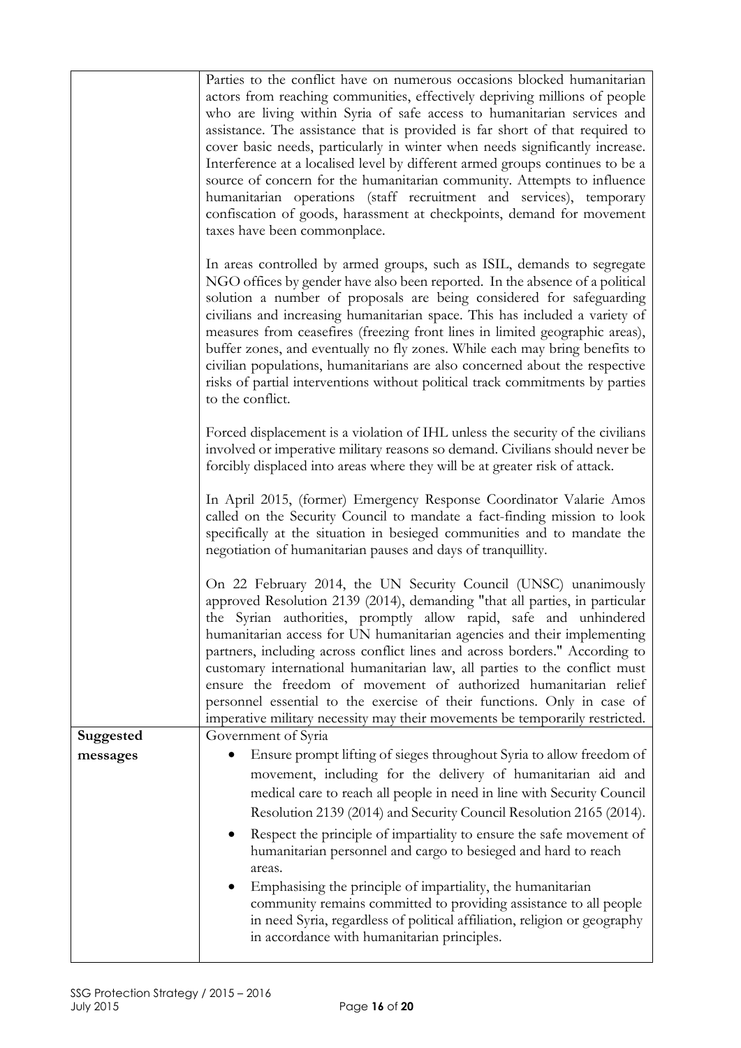| | |
|---|---|
| | Parties to the conflict have on numerous occasions blocked humanitarian actors from reaching communities, effectively depriving millions of people who are living within Syria of safe access to humanitarian services and assistance. The assistance that is provided is far short of that required to cover basic needs, particularly in winter when needs significantly increase. Interference at a localised level by different armed groups continues to be a source of concern for the humanitarian community. Attempts to influence humanitarian operations (staff recruitment and services), temporary confiscation of goods, harassment at checkpoints, demand for movement taxes have been commonplace.<br><br>In areas controlled by armed groups, such as ISIL, demands to segregate NGO offices by gender have also been reported. In the absence of a political solution a number of proposals are being considered for safeguarding civilians and increasing humanitarian space. This has included a variety of measures from ceasefires (freezing front lines in limited geographic areas), buffer zones, and eventually no fly zones. While each may bring benefits to civilian populations, humanitarians are also concerned about the respective risks of partial interventions without political track commitments by parties to the conflict.<br><br>Forced displacement is a violation of IHL unless the security of the civilians involved or imperative military reasons so demand. Civilians should never be forcibly displaced into areas where they will be at greater risk of attack.<br><br>In April 2015, (former) Emergency Response Coordinator Valarie Amos called on the Security Council to mandate a fact-finding mission to look specifically at the situation in besieged communities and to mandate the negotiation of humanitarian pauses and days of tranquillity.<br><br>On 22 February 2014, the UN Security Council (UNSC) unanimously approved Resolution 2139 (2014), demanding "that all parties, in particular the Syrian authorities, promptly allow rapid, safe and unhindered humanitarian access for UN humanitarian agencies and their implementing partners, including across conflict lines and across borders." According to customary international humanitarian law, all parties to the conflict must ensure the freedom of movement of authorized humanitarian relief personnel essential to the exercise of their functions. Only in case of imperative military necessity may their movements be temporarily restricted. |
| **Suggested messages** | Government of Syria<br>• Ensure prompt lifting of sieges throughout Syria to allow freedom of movement, including for the delivery of humanitarian aid and medical care to reach all people in need in line with Security Council Resolution 2139 (2014) and Security Council Resolution 2165 (2014).<br>• Respect the principle of impartiality to ensure the safe movement of humanitarian personnel and cargo to besieged and hard to reach areas.<br>• Emphasising the principle of impartiality, the humanitarian community remains committed to providing assistance to all people in need Syria, regardless of political affiliation, religion or geography in accordance with humanitarian principles. |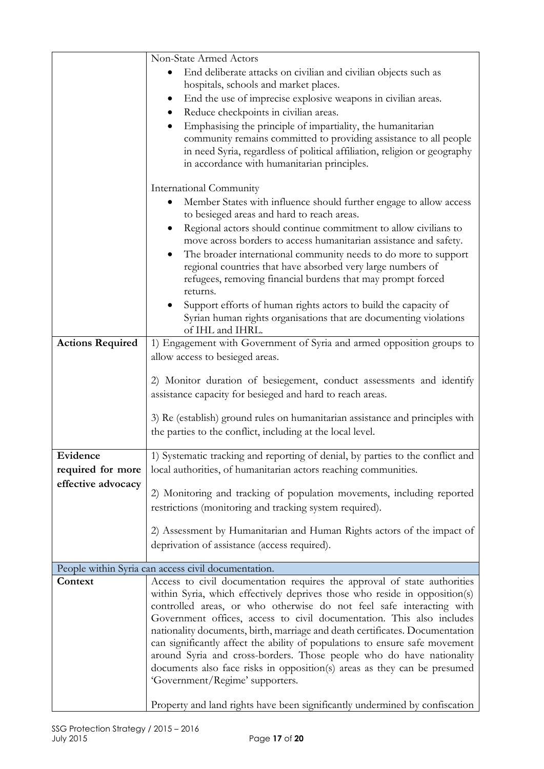| | |
|---|---|
| | Non-State Armed Actors<br>• End deliberate attacks on civilian and civilian objects such as hospitals, schools and market places.<br>• End the use of imprecise explosive weapons in civilian areas.<br>• Reduce checkpoints in civilian areas.<br>• Emphasising the principle of impartiality, the humanitarian community remains committed to providing assistance to all people in need Syria, regardless of political affiliation, religion or geography in accordance with humanitarian principles.<br><br>International Community<br>• Member States with influence should further engage to allow access to besieged areas and hard to reach areas.<br>• Regional actors should continue commitment to allow civilians to move across borders to access humanitarian assistance and safety.<br>• The broader international community needs to do more to support regional countries that have absorbed very large numbers of refugees, removing financial burdens that may prompt forced returns.<br>• Support efforts of human rights actors to build the capacity of Syrian human rights organisations that are documenting violations of IHL and IHRL. |
| **Actions Required** | 1) Engagement with Government of Syria and armed opposition groups to allow access to besieged areas.<br><br>2) Monitor duration of besiegement, conduct assessments and identify assistance capacity for besieged and hard to reach areas.<br><br>3) Re (establish) ground rules on humanitarian assistance and principles with the parties to the conflict, including at the local level. |
| **Evidence required for more effective advocacy** | 1) Systematic tracking and reporting of denial, by parties to the conflict and local authorities, of humanitarian actors reaching communities.<br><br>2) Monitoring and tracking of population movements, including reported restrictions (monitoring and tracking system required).<br><br>2) Assessment by Humanitarian and Human Rights actors of the impact of deprivation of assistance (access required). |
| People within Syria can access civil documentation. | |
| **Context** | Access to civil documentation requires the approval of state authorities within Syria, which effectively deprives those who reside in opposition(s) controlled areas, or who otherwise do not feel safe interacting with Government offices, access to civil documentation. This also includes nationality documents, birth, marriage and death certificates. Documentation can significantly affect the ability of populations to ensure safe movement around Syria and cross-borders. Those people who do have nationality documents also face risks in opposition(s) areas as they can be presumed 'Government/Regime' supporters.<br><br>Property and land rights have been significantly undermined by confiscation |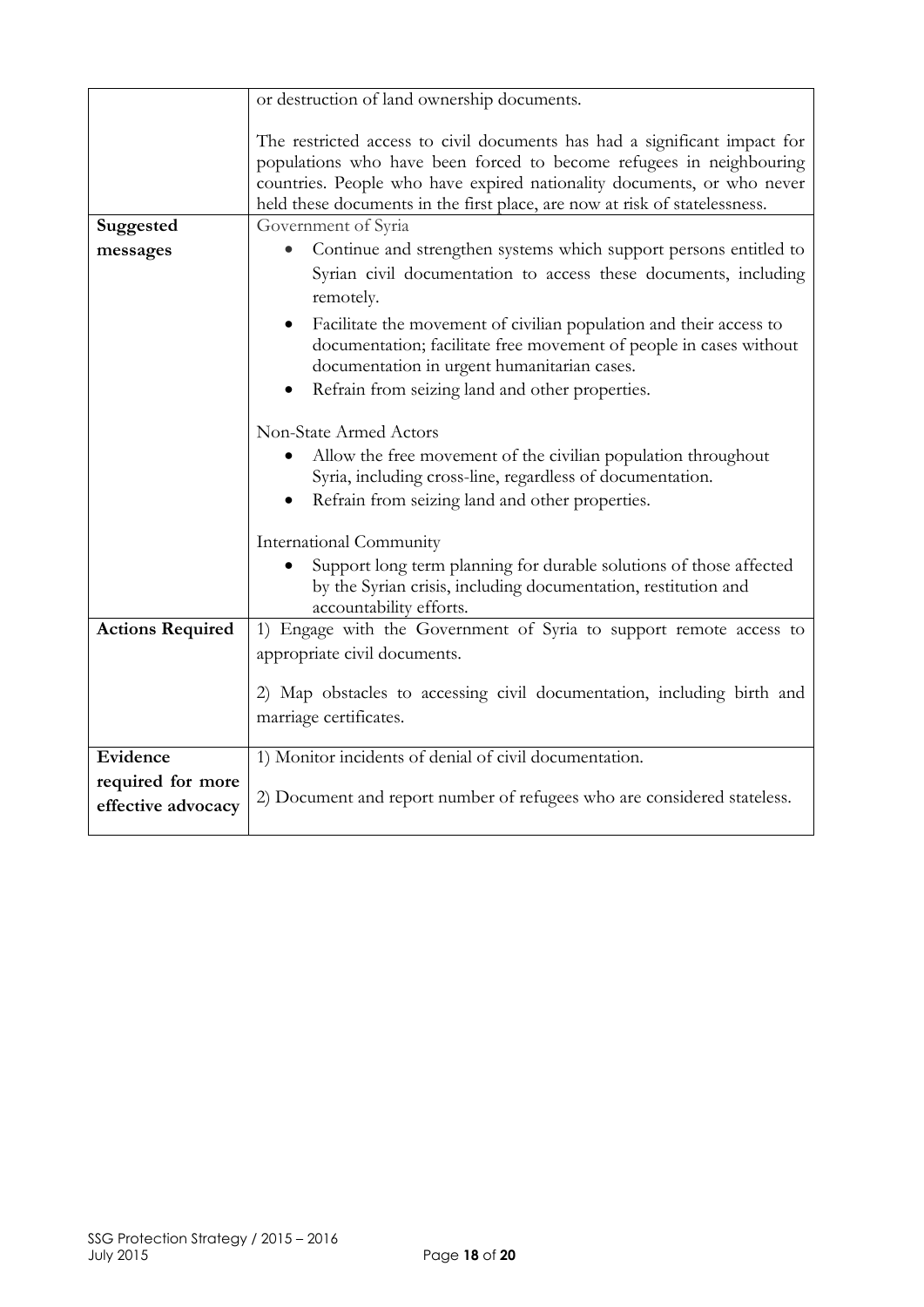| | |
|---|---|
| | or destruction of land ownership documents.<br><br>The restricted access to civil documents has had a significant impact for populations who have been forced to become refugees in neighbouring countries. People who have expired nationality documents, or who never held these documents in the first place, are now at risk of statelessness. |
| **Suggested messages** | Government of Syria<br>• Continue and strengthen systems which support persons entitled to Syrian civil documentation to access these documents, including remotely.<br>• Facilitate the movement of civilian population and their access to documentation; facilitate free movement of people in cases without documentation in urgent humanitarian cases.<br>• Refrain from seizing land and other properties.<br><br>Non-State Armed Actors<br>• Allow the free movement of the civilian population throughout Syria, including cross-line, regardless of documentation.<br>• Refrain from seizing land and other properties.<br><br>International Community<br>• Support long term planning for durable solutions of those affected by the Syrian crisis, including documentation, restitution and accountability efforts. |
| **Actions Required** | 1) Engage with the Government of Syria to support remote access to appropriate civil documents.<br><br>2) Map obstacles to accessing civil documentation, including birth and marriage certificates. |
| **Evidence required for more effective advocacy** | 1) Monitor incidents of denial of civil documentation.<br><br>2) Document and report number of refugees who are considered stateless. |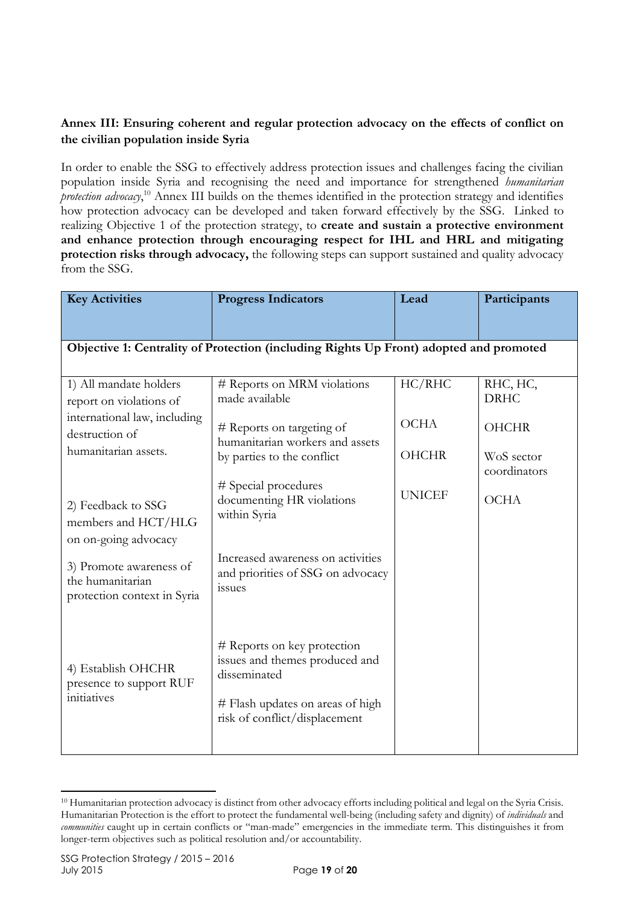**Annex III: Ensuring coherent and regular protection advocacy on the effects of conflict on the civilian population inside Syria**

In order to enable the SSG to effectively address protection issues and challenges facing the civilian population inside Syria and recognising the need and importance for strengthened *humanitarian protection advocacy*,[10] Annex III builds on the themes identified in the protection strategy and identifies how protection advocacy can be developed and taken forward effectively by the SSG. Linked to realizing Objective 1 of the protection strategy, to **create and sustain a protective environment and enhance protection through encouraging respect for IHL and HRL and mitigating protection risks through advocacy,** the following steps can support sustained and quality advocacy from the SSG.

| Key Activities | Progress Indicators | Lead | Participants |
|---|---|---|---|
| **Objective 1: Centrality of Protection (including Rights Up Front) adopted and promoted** | | | |
| 1) All mandate holders report on violations of international law, including destruction of humanitarian assets.<br><br>2) Feedback to SSG members and HCT/HLG on on-going advocacy<br><br>3) Promote awareness of the humanitarian protection context in Syria<br><br>4) Establish OHCHR presence to support RUF initiatives | # Reports on MRM violations made available<br><br># Reports on targeting of humanitarian workers and assets by parties to the conflict<br><br># Special procedures documenting HR violations within Syria<br><br>Increased awareness on activities and priorities of SSG on advocacy issues<br><br># Reports on key protection issues and themes produced and disseminated<br><br># Flash updates on areas of high risk of conflict/displacement | HC/RHC<br><br>OCHA<br><br>OHCHR<br><br>UNICEF | RHC, HC, DRHC<br><br>OHCHR<br><br>WoS sector coordinators<br><br>OCHA |

[10] Humanitarian protection advocacy is distinct from other advocacy efforts including political and legal on the Syria Crisis. Humanitarian Protection is the effort to protect the fundamental well-being (including safety and dignity) of *individuals* and *communities* caught up in certain conflicts or "man-made" emergencies in the immediate term. This distinguishes it from longer-term objectives such as political resolution and/or accountability.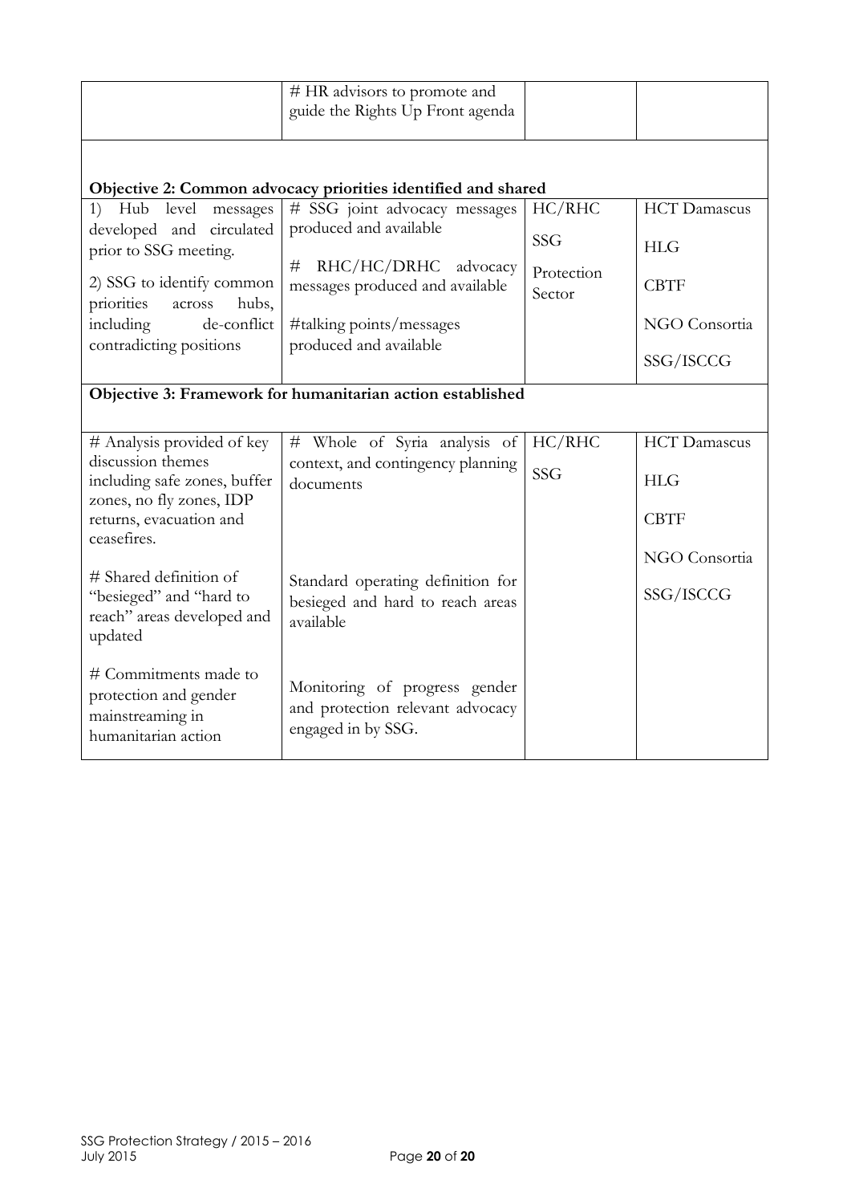| | | | |
|---|---|---|---|
| | # HR advisors to promote and guide the Rights Up Front agenda | | |

**Objective 2: Common advocacy priorities identified and shared**

| | | | |
|---|---|---|---|
| 1) Hub level messages developed and circulated prior to SSG meeting.<br><br>2) SSG to identify common priorities across hubs, including de-conflict contradicting positions | # SSG joint advocacy messages produced and available<br><br># RHC/HC/DRHC advocacy messages produced and available<br><br>#talking points/messages produced and available | HC/RHC<br><br>SSG<br><br>Protection Sector | HCT Damascus<br><br>HLG<br><br>CBTF<br><br>NGO Consortia<br><br>SSG/ISCCG |

**Objective 3: Framework for humanitarian action established**

| | | | |
|---|---|---|---|
| # Analysis provided of key discussion themes including safe zones, buffer zones, no fly zones, IDP returns, evacuation and ceasefires.<br><br># Shared definition of "besieged" and "hard to reach" areas developed and updated<br><br># Commitments made to protection and gender mainstreaming in humanitarian action | # Whole of Syria analysis of context, and contingency planning documents<br><br>Standard operating definition for besieged and hard to reach areas available<br><br>Monitoring of progress gender and protection relevant advocacy engaged in by SSG. | HC/RHC<br><br>SSG | HCT Damascus<br><br>HLG<br><br>CBTF<br><br>NGO Consortia<br><br>SSG/ISCCG |